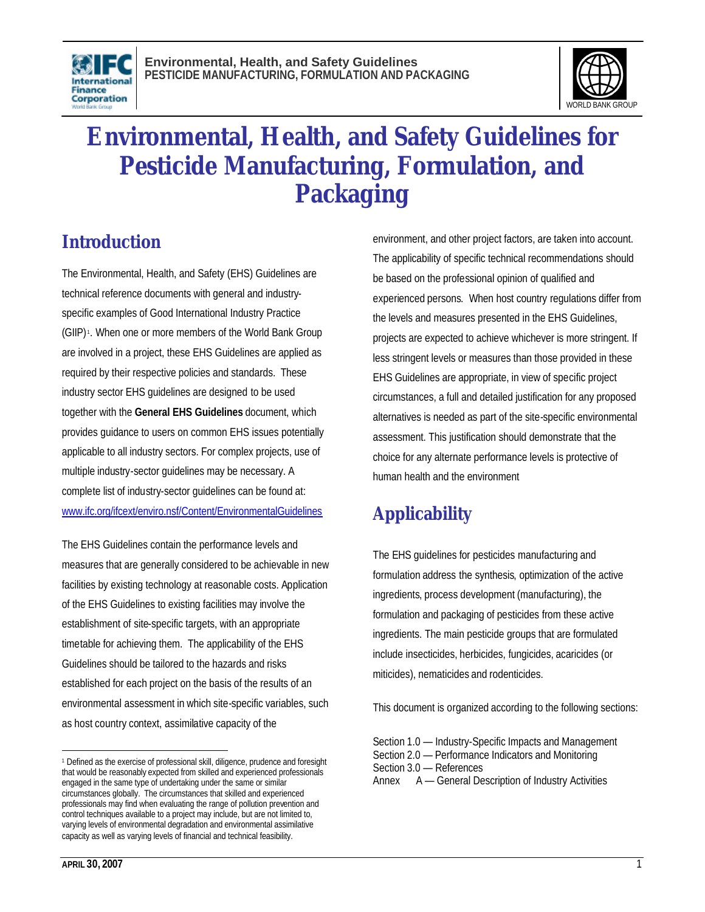# Environmental, Health, and Safety Guidelines for Pesticide Manufacturing, Formulation, and Packaging

## Introduction

The Environmental, Health, and Safety (EHS) Guidelines are technical reference documents with general and industry-specific examples of Good International Industry Practice (GIIP)[1]. When one or more members of the World Bank Group are involved in a project, these EHS Guidelines are applied as required by their respective policies and standards. These industry sector EHS guidelines are designed to be used together with the **General EHS Guidelines** document, which provides guidance to users on common EHS issues potentially applicable to all industry sectors. For complex projects, use of multiple industry-sector guidelines may be necessary. A complete list of industry-sector guidelines can be found at: www.ifc.org/ifcext/enviro.nsf/Content/EnvironmentalGuidelines

The EHS Guidelines contain the performance levels and measures that are generally considered to be achievable in new facilities by existing technology at reasonable costs. Application of the EHS Guidelines to existing facilities may involve the establishment of site-specific targets, with an appropriate timetable for achieving them. The applicability of the EHS Guidelines should be tailored to the hazards and risks established for each project on the basis of the results of an environmental assessment in which site-specific variables, such as host country context, assimilative capacity of the environment, and other project factors, are taken into account. The applicability of specific technical recommendations should be based on the professional opinion of qualified and experienced persons. When host country regulations differ from the levels and measures presented in the EHS Guidelines, projects are expected to achieve whichever is more stringent. If less stringent levels or measures than those provided in these EHS Guidelines are appropriate, in view of specific project circumstances, a full and detailed justification for any proposed alternatives is needed as part of the site-specific environmental assessment. This justification should demonstrate that the choice for any alternate performance levels is protective of human health and the environment

## Applicability

The EHS guidelines for pesticides manufacturing and formulation address the synthesis, optimization of the active ingredients, process development (manufacturing), the formulation and packaging of pesticides from these active ingredients. The main pesticide groups that are formulated include insecticides, herbicides, fungicides, acaricides (or miticides), nematicides and rodenticides.

This document is organized according to the following sections:

Section 1.0 — Industry-Specific Impacts and Management
Section 2.0 — Performance Indicators and Monitoring
Section 3.0 — References
Annex A — General Description of Industry Activities

[1] Defined as the exercise of professional skill, diligence, prudence and foresight that would be reasonably expected from skilled and experienced professionals engaged in the same type of undertaking under the same or similar circumstances globally. The circumstances that skilled and experienced professionals may find when evaluating the range of pollution prevention and control techniques available to a project may include, but are not limited to, varying levels of environmental degradation and environmental assimilative capacity as well as varying levels of financial and technical feasibility.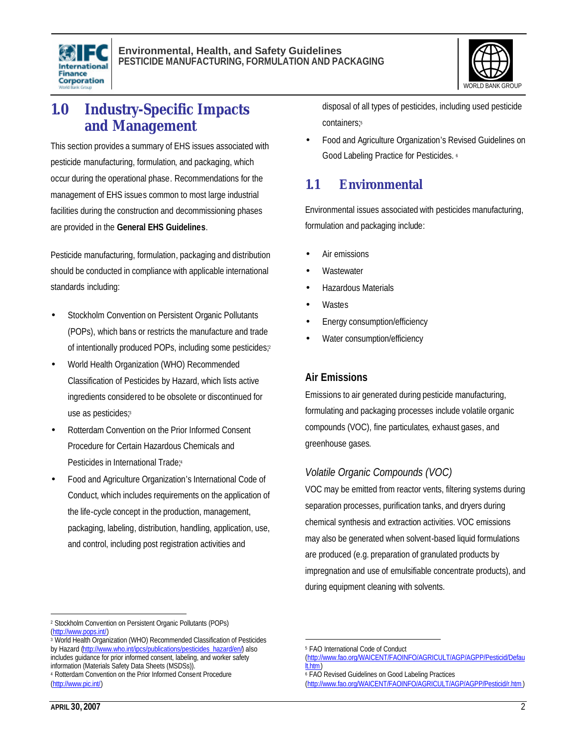# 1.0 Industry-Specific Impacts and Management

This section provides a summary of EHS issues associated with pesticide manufacturing, formulation, and packaging, which occur during the operational phase. Recommendations for the management of EHS issues common to most large industrial facilities during the construction and decommissioning phases are provided in the **General EHS Guidelines**.

Pesticide manufacturing, formulation, packaging and distribution should be conducted in compliance with applicable international standards including:

- Stockholm Convention on Persistent Organic Pollutants (POPs), which bans or restricts the manufacture and trade of intentionally produced POPs, including some pesticides;[2]
- World Health Organization (WHO) Recommended Classification of Pesticides by Hazard, which lists active ingredients considered to be obsolete or discontinued for use as pesticides;[3]
- Rotterdam Convention on the Prior Informed Consent Procedure for Certain Hazardous Chemicals and Pesticides in International Trade;[4]
- Food and Agriculture Organization's International Code of Conduct, which includes requirements on the application of the life-cycle concept in the production, management, packaging, labeling, distribution, handling, application, use, and control, including post registration activities and disposal of all types of pesticides, including used pesticide containers;[5]
- Food and Agriculture Organization's Revised Guidelines on Good Labeling Practice for Pesticides.[6]

## 1.1 Environmental

Environmental issues associated with pesticides manufacturing, formulation and packaging include:

- Air emissions
- Wastewater
- Hazardous Materials
- Wastes
- Energy consumption/efficiency
- Water consumption/efficiency

### Air Emissions

Emissions to air generated during pesticide manufacturing, formulating and packaging processes include volatile organic compounds (VOC), fine particulates, exhaust gases, and greenhouse gases.

#### *Volatile Organic Compounds (VOC)*

VOC may be emitted from reactor vents, filtering systems during separation processes, purification tanks, and dryers during chemical synthesis and extraction activities. VOC emissions may also be generated when solvent-based liquid formulations are produced (e.g. preparation of granulated products by impregnation and use of emulsifiable concentrate products), and during equipment cleaning with solvents.

---

[2] Stockholm Convention on Persistent Organic Pollutants (POPs) (http://www.pops.int/)

[3] World Health Organization (WHO) Recommended Classification of Pesticides by Hazard (http://www.who.int/ipcs/publications/pesticides_hazard/en/) also includes guidance for prior informed consent, labeling, and worker safety information (Materials Safety Data Sheets (MSDSs)).

[4] Rotterdam Convention on the Prior Informed Consent Procedure (http://www.pic.int/)

[5] FAO International Code of Conduct (http://www.fao.org/WAICENT/FAOINFO/AGRICULT/AGP/AGPP/Pesticid/Default.htm)

[6] FAO Revised Guidelines on Good Labeling Practices (http://www.fao.org/WAICENT/FAOINFO/AGRICULT/AGP/AGPP/Pesticid/r.htm)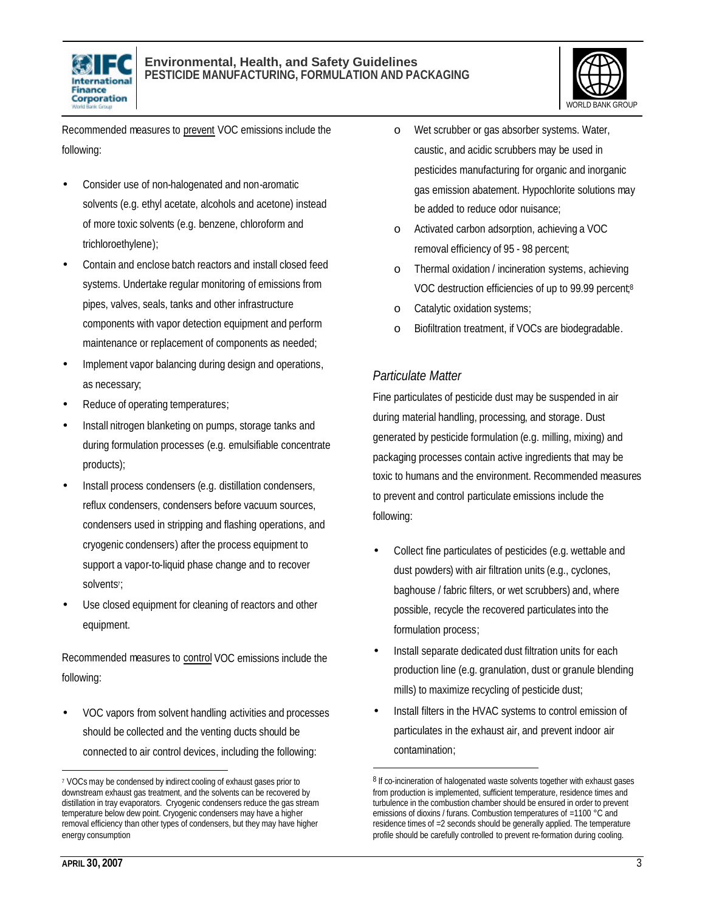Recommended measures to prevent VOC emissions include the following:

- Consider use of non-halogenated and non-aromatic solvents (e.g. ethyl acetate, alcohols and acetone) instead of more toxic solvents (e.g. benzene, chloroform and trichloroethylene);
- Contain and enclose batch reactors and install closed feed systems. Undertake regular monitoring of emissions from pipes, valves, seals, tanks and other infrastructure components with vapor detection equipment and perform maintenance or replacement of components as needed;
- Implement vapor balancing during design and operations, as necessary;
- Reduce of operating temperatures;
- Install nitrogen blanketing on pumps, storage tanks and during formulation processes (e.g. emulsifiable concentrate products);
- Install process condensers (e.g. distillation condensers, reflux condensers, condensers before vacuum sources, condensers used in stripping and flashing operations, and cryogenic condensers) after the process equipment to support a vapor-to-liquid phase change and to recover solvents[7];
- Use closed equipment for cleaning of reactors and other equipment.

Recommended measures to control VOC emissions include the following:

- VOC vapors from solvent handling activities and processes should be collected and the venting ducts should be connected to air control devices, including the following:
  - Wet scrubber or gas absorber systems. Water, caustic, and acidic scrubbers may be used in pesticides manufacturing for organic and inorganic gas emission abatement. Hypochlorite solutions may be added to reduce odor nuisance;
  - Activated carbon adsorption, achieving a VOC removal efficiency of 95 - 98 percent;
  - Thermal oxidation / incineration systems, achieving VOC destruction efficiencies of up to 99.99 percent;[8]
  - Catalytic oxidation systems;
  - Biofiltration treatment, if VOCs are biodegradable.

### *Particulate Matter*

Fine particulates of pesticide dust may be suspended in air during material handling, processing, and storage. Dust generated by pesticide formulation (e.g. milling, mixing) and packaging processes contain active ingredients that may be toxic to humans and the environment. Recommended measures to prevent and control particulate emissions include the following:

- Collect fine particulates of pesticides (e.g. wettable and dust powders) with air filtration units (e.g., cyclones, baghouse / fabric filters, or wet scrubbers) and, where possible, recycle the recovered particulates into the formulation process;
- Install separate dedicated dust filtration units for each production line (e.g. granulation, dust or granule blending mills) to maximize recycling of pesticide dust;
- Install filters in the HVAC systems to control emission of particulates in the exhaust air, and prevent indoor air contamination;

---

[7] VOCs may be condensed by indirect cooling of exhaust gases prior to downstream exhaust gas treatment, and the solvents can be recovered by distillation in tray evaporators. Cryogenic condensers reduce the gas stream temperature below dew point. Cryogenic condensers may have a higher removal efficiency than other types of condensers, but they may have higher energy consumption

[8] If co-incineration of halogenated waste solvents together with exhaust gases from production is implemented, sufficient temperature, residence times and turbulence in the combustion chamber should be ensured in order to prevent emissions of dioxins / furans. Combustion temperatures of =1100 °C and residence times of =2 seconds should be generally applied. The temperature profile should be carefully controlled to prevent re-formation during cooling.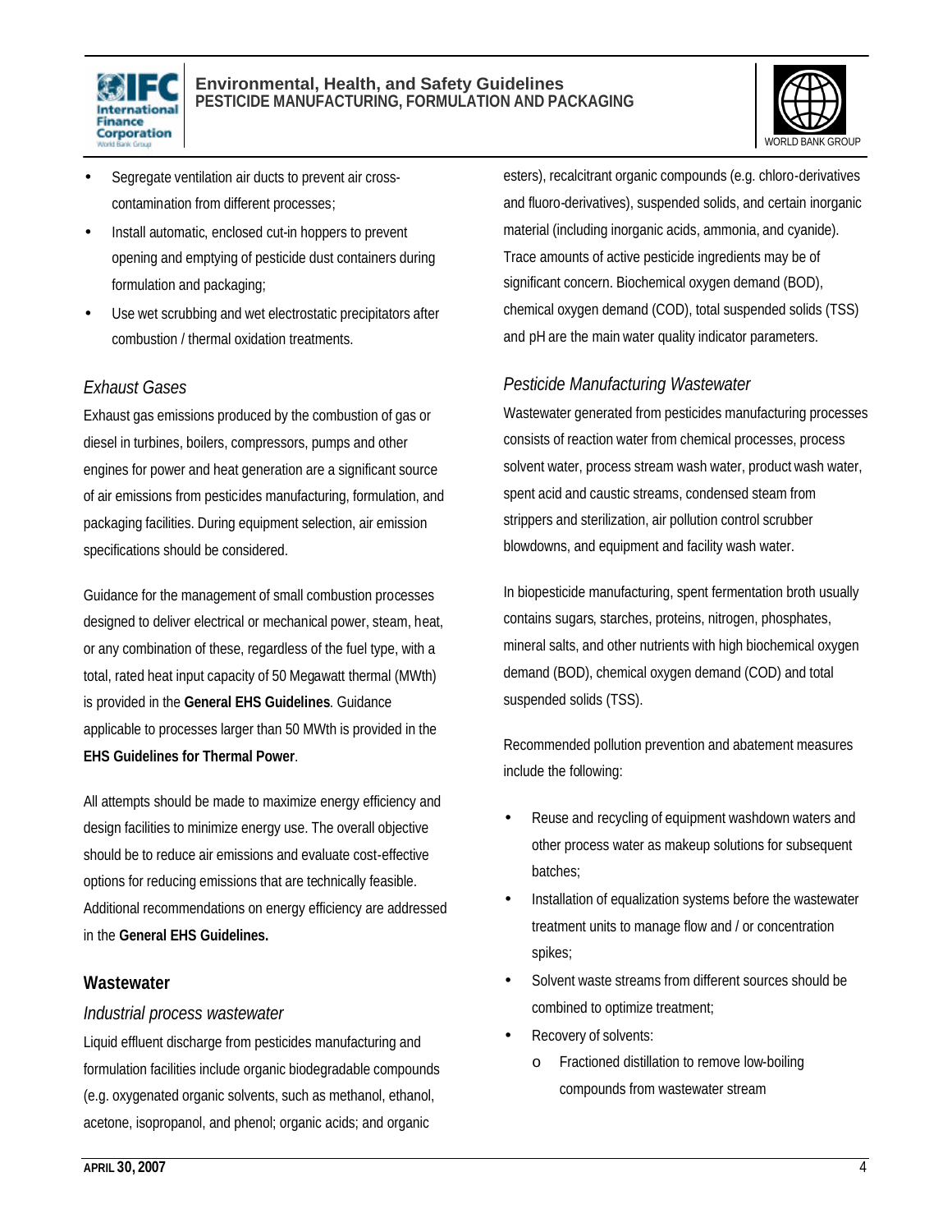- Segregate ventilation air ducts to prevent air cross-contamination from different processes;
- Install automatic, enclosed cut-in hoppers to prevent opening and emptying of pesticide dust containers during formulation and packaging;
- Use wet scrubbing and wet electrostatic precipitators after combustion / thermal oxidation treatments.

### *Exhaust Gases*

Exhaust gas emissions produced by the combustion of gas or diesel in turbines, boilers, compressors, pumps and other engines for power and heat generation are a significant source of air emissions from pesticides manufacturing, formulation, and packaging facilities. During equipment selection, air emission specifications should be considered.

Guidance for the management of small combustion processes designed to deliver electrical or mechanical power, steam, heat, or any combination of these, regardless of the fuel type, with a total, rated heat input capacity of 50 Megawatt thermal (MWth) is provided in the **General EHS Guidelines**. Guidance applicable to processes larger than 50 MWth is provided in the **EHS Guidelines for Thermal Power**.

All attempts should be made to maximize energy efficiency and design facilities to minimize energy use. The overall objective should be to reduce air emissions and evaluate cost-effective options for reducing emissions that are technically feasible. Additional recommendations on energy efficiency are addressed in the **General EHS Guidelines.**

## Wastewater

### *Industrial process wastewater*

Liquid effluent discharge from pesticides manufacturing and formulation facilities include organic biodegradable compounds (e.g. oxygenated organic solvents, such as methanol, ethanol, acetone, isopropanol, and phenol; organic acids; and organic esters), recalcitrant organic compounds (e.g. chloro-derivatives and fluoro-derivatives), suspended solids, and certain inorganic material (including inorganic acids, ammonia, and cyanide). Trace amounts of active pesticide ingredients may be of significant concern. Biochemical oxygen demand (BOD), chemical oxygen demand (COD), total suspended solids (TSS) and pH are the main water quality indicator parameters.

### *Pesticide Manufacturing Wastewater*

Wastewater generated from pesticides manufacturing processes consists of reaction water from chemical processes, process solvent water, process stream wash water, product wash water, spent acid and caustic streams, condensed steam from strippers and sterilization, air pollution control scrubber blowdowns, and equipment and facility wash water.

In biopesticide manufacturing, spent fermentation broth usually contains sugars, starches, proteins, nitrogen, phosphates, mineral salts, and other nutrients with high biochemical oxygen demand (BOD), chemical oxygen demand (COD) and total suspended solids (TSS).

Recommended pollution prevention and abatement measures include the following:

- Reuse and recycling of equipment washdown waters and other process water as makeup solutions for subsequent batches;
- Installation of equalization systems before the wastewater treatment units to manage flow and / or concentration spikes;
- Solvent waste streams from different sources should be combined to optimize treatment;
- Recovery of solvents:
  - Fractioned distillation to remove low-boiling compounds from wastewater stream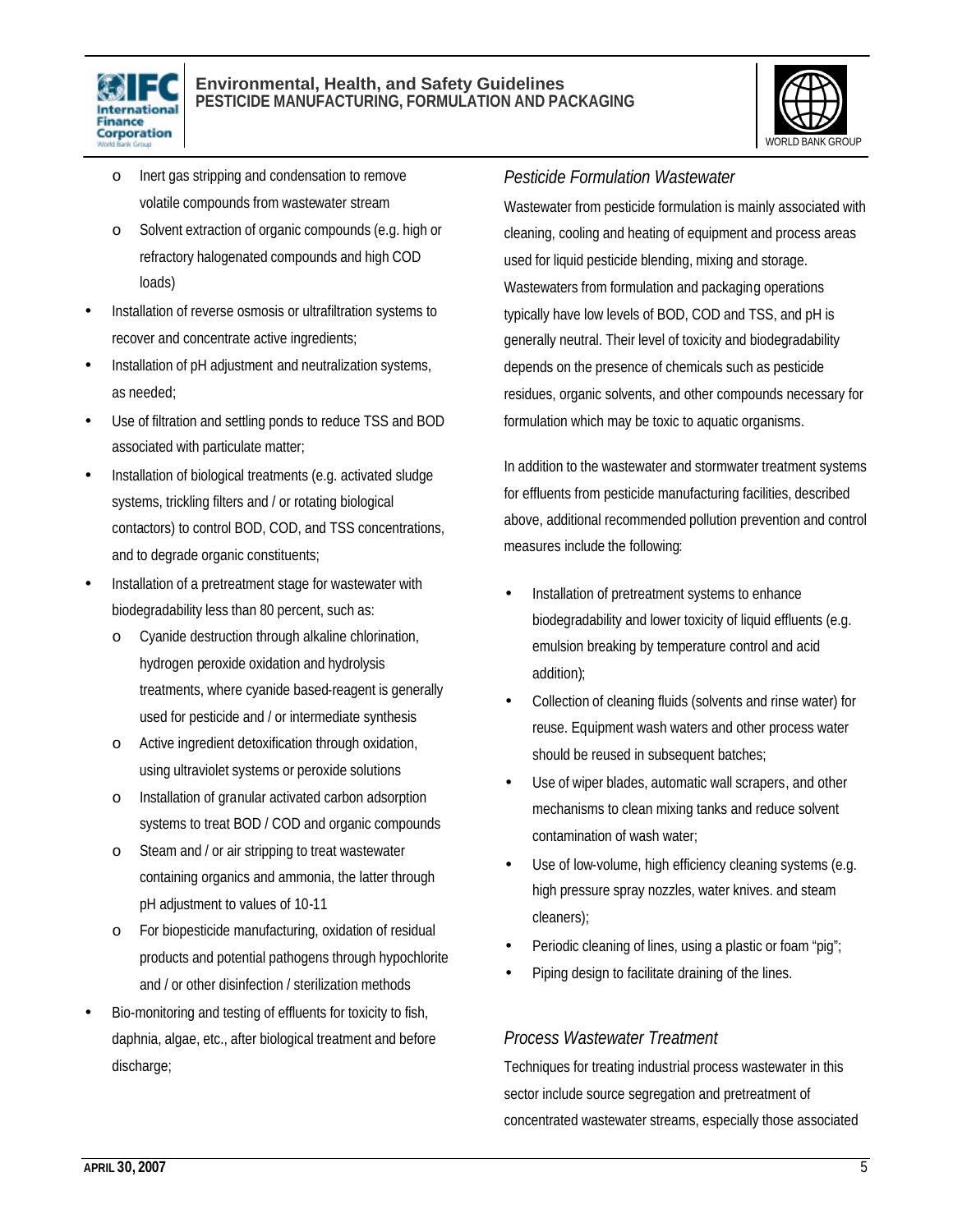- Inert gas stripping and condensation to remove volatile compounds from wastewater stream
    - Solvent extraction of organic compounds (e.g. high or refractory halogenated compounds and high COD loads)
- Installation of reverse osmosis or ultrafiltration systems to recover and concentrate active ingredients;
- Installation of pH adjustment and neutralization systems, as needed;
- Use of filtration and settling ponds to reduce TSS and BOD associated with particulate matter;
- Installation of biological treatments (e.g. activated sludge systems, trickling filters and / or rotating biological contactors) to control BOD, COD, and TSS concentrations, and to degrade organic constituents;
- Installation of a pretreatment stage for wastewater with biodegradability less than 80 percent, such as:
    - Cyanide destruction through alkaline chlorination, hydrogen peroxide oxidation and hydrolysis treatments, where cyanide based-reagent is generally used for pesticide and / or intermediate synthesis
    - Active ingredient detoxification through oxidation, using ultraviolet systems or peroxide solutions
    - Installation of granular activated carbon adsorption systems to treat BOD / COD and organic compounds
    - Steam and / or air stripping to treat wastewater containing organics and ammonia, the latter through pH adjustment to values of 10-11
    - For biopesticide manufacturing, oxidation of residual products and potential pathogens through hypochlorite and / or other disinfection / sterilization methods
- Bio-monitoring and testing of effluents for toxicity to fish, daphnia, algae, etc., after biological treatment and before discharge;

*Pesticide Formulation Wastewater*

Wastewater from pesticide formulation is mainly associated with cleaning, cooling and heating of equipment and process areas used for liquid pesticide blending, mixing and storage. Wastewaters from formulation and packaging operations typically have low levels of BOD, COD and TSS, and pH is generally neutral. Their level of toxicity and biodegradability depends on the presence of chemicals such as pesticide residues, organic solvents, and other compounds necessary for formulation which may be toxic to aquatic organisms.

In addition to the wastewater and stormwater treatment systems for effluents from pesticide manufacturing facilities, described above, additional recommended pollution prevention and control measures include the following:

- Installation of pretreatment systems to enhance biodegradability and lower toxicity of liquid effluents (e.g. emulsion breaking by temperature control and acid addition);
- Collection of cleaning fluids (solvents and rinse water) for reuse. Equipment wash waters and other process water should be reused in subsequent batches;
- Use of wiper blades, automatic wall scrapers, and other mechanisms to clean mixing tanks and reduce solvent contamination of wash water;
- Use of low-volume, high efficiency cleaning systems (e.g. high pressure spray nozzles, water knives. and steam cleaners);
- Periodic cleaning of lines, using a plastic or foam "pig";
- Piping design to facilitate draining of the lines.

*Process Wastewater Treatment*

Techniques for treating industrial process wastewater in this sector include source segregation and pretreatment of concentrated wastewater streams, especially those associated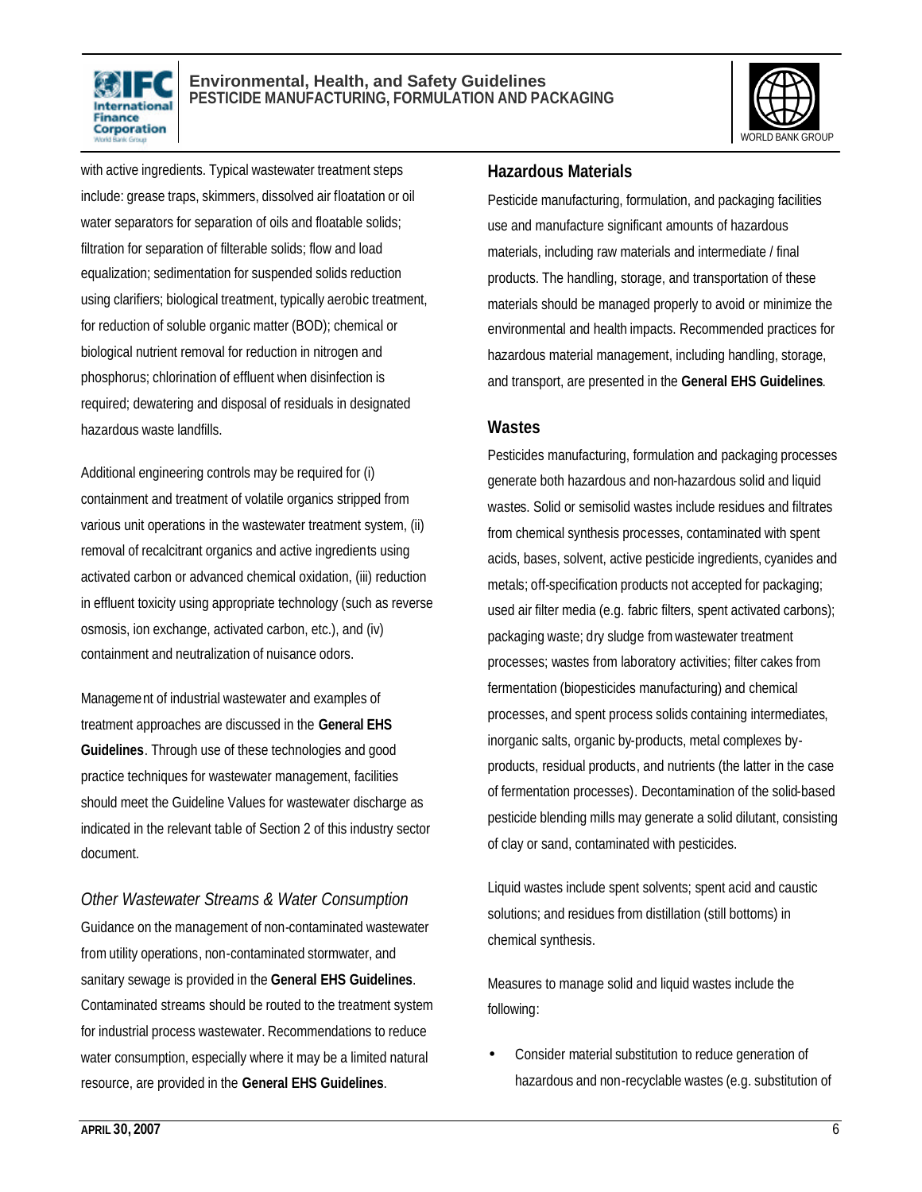with active ingredients. Typical wastewater treatment steps include: grease traps, skimmers, dissolved air floatation or oil water separators for separation of oils and floatable solids; filtration for separation of filterable solids; flow and load equalization; sedimentation for suspended solids reduction using clarifiers; biological treatment, typically aerobic treatment, for reduction of soluble organic matter (BOD); chemical or biological nutrient removal for reduction in nitrogen and phosphorus; chlorination of effluent when disinfection is required; dewatering and disposal of residuals in designated hazardous waste landfills.

Additional engineering controls may be required for (i) containment and treatment of volatile organics stripped from various unit operations in the wastewater treatment system, (ii) removal of recalcitrant organics and active ingredients using activated carbon or advanced chemical oxidation, (iii) reduction in effluent toxicity using appropriate technology (such as reverse osmosis, ion exchange, activated carbon, etc.), and (iv) containment and neutralization of nuisance odors.

Management of industrial wastewater and examples of treatment approaches are discussed in the **General EHS Guidelines**. Through use of these technologies and good practice techniques for wastewater management, facilities should meet the Guideline Values for wastewater discharge as indicated in the relevant table of Section 2 of this industry sector document.

### *Other Wastewater Streams & Water Consumption*

Guidance on the management of non-contaminated wastewater from utility operations, non-contaminated stormwater, and sanitary sewage is provided in the **General EHS Guidelines**. Contaminated streams should be routed to the treatment system for industrial process wastewater. Recommendations to reduce water consumption, especially where it may be a limited natural resource, are provided in the **General EHS Guidelines**.

## Hazardous Materials

Pesticide manufacturing, formulation, and packaging facilities use and manufacture significant amounts of hazardous materials, including raw materials and intermediate / final products. The handling, storage, and transportation of these materials should be managed properly to avoid or minimize the environmental and health impacts. Recommended practices for hazardous material management, including handling, storage, and transport, are presented in the **General EHS Guidelines**.

## Wastes

Pesticides manufacturing, formulation and packaging processes generate both hazardous and non-hazardous solid and liquid wastes. Solid or semisolid wastes include residues and filtrates from chemical synthesis processes, contaminated with spent acids, bases, solvent, active pesticide ingredients, cyanides and metals; off-specification products not accepted for packaging; used air filter media (e.g. fabric filters, spent activated carbons); packaging waste; dry sludge from wastewater treatment processes; wastes from laboratory activities; filter cakes from fermentation (biopesticides manufacturing) and chemical processes, and spent process solids containing intermediates, inorganic salts, organic by-products, metal complexes by-products, residual products, and nutrients (the latter in the case of fermentation processes). Decontamination of the solid-based pesticide blending mills may generate a solid dilutant, consisting of clay or sand, contaminated with pesticides.

Liquid wastes include spent solvents; spent acid and caustic solutions; and residues from distillation (still bottoms) in chemical synthesis.

Measures to manage solid and liquid wastes include the following:

- Consider material substitution to reduce generation of hazardous and non-recyclable wastes (e.g. substitution of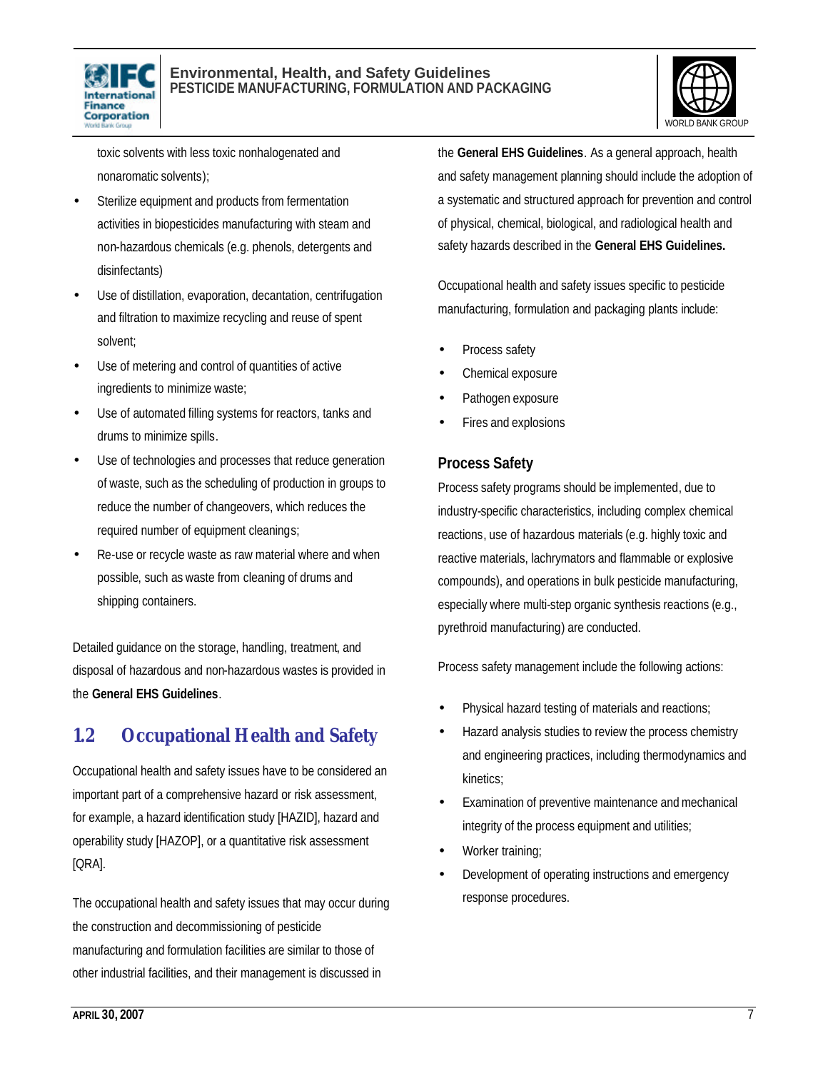toxic solvents with less toxic nonhalogenated and nonaromatic solvents);

- Sterilize equipment and products from fermentation activities in biopesticides manufacturing with steam and non-hazardous chemicals (e.g. phenols, detergents and disinfectants)
- Use of distillation, evaporation, decantation, centrifugation and filtration to maximize recycling and reuse of spent solvent;
- Use of metering and control of quantities of active ingredients to minimize waste;
- Use of automated filling systems for reactors, tanks and drums to minimize spills.
- Use of technologies and processes that reduce generation of waste, such as the scheduling of production in groups to reduce the number of changeovers, which reduces the required number of equipment cleanings;
- Re-use or recycle waste as raw material where and when possible, such as waste from cleaning of drums and shipping containers.

Detailed guidance on the storage, handling, treatment, and disposal of hazardous and non-hazardous wastes is provided in the **General EHS Guidelines**.

## 1.2 Occupational Health and Safety

Occupational health and safety issues have to be considered an important part of a comprehensive hazard or risk assessment, for example, a hazard identification study [HAZID], hazard and operability study [HAZOP], or a quantitative risk assessment [QRA].

The occupational health and safety issues that may occur during the construction and decommissioning of pesticide manufacturing and formulation facilities are similar to those of other industrial facilities, and their management is discussed in the **General EHS Guidelines**. As a general approach, health and safety management planning should include the adoption of a systematic and structured approach for prevention and control of physical, chemical, biological, and radiological health and safety hazards described in the **General EHS Guidelines.**

Occupational health and safety issues specific to pesticide manufacturing, formulation and packaging plants include:

- Process safety
- Chemical exposure
- Pathogen exposure
- Fires and explosions

### Process Safety

Process safety programs should be implemented, due to industry-specific characteristics, including complex chemical reactions, use of hazardous materials (e.g. highly toxic and reactive materials, lachrymators and flammable or explosive compounds), and operations in bulk pesticide manufacturing, especially where multi-step organic synthesis reactions (e.g., pyrethroid manufacturing) are conducted.

Process safety management include the following actions:

- Physical hazard testing of materials and reactions;
- Hazard analysis studies to review the process chemistry and engineering practices, including thermodynamics and kinetics;
- Examination of preventive maintenance and mechanical integrity of the process equipment and utilities;
- Worker training;
- Development of operating instructions and emergency response procedures.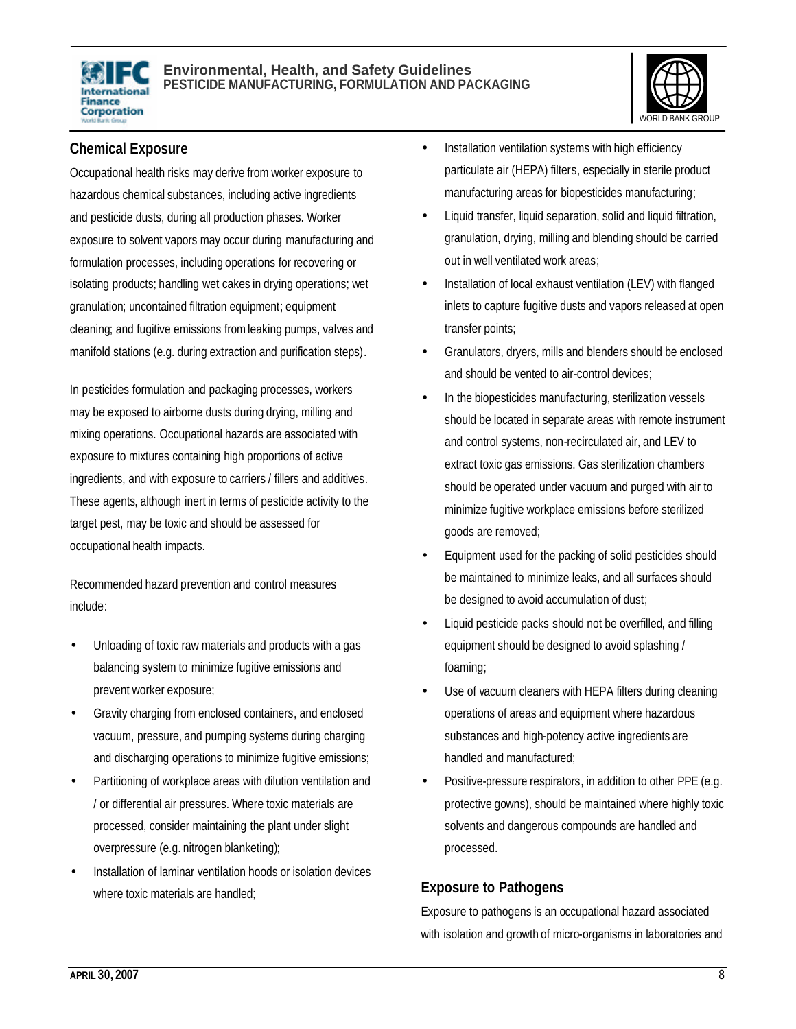### Chemical Exposure

Occupational health risks may derive from worker exposure to hazardous chemical substances, including active ingredients and pesticide dusts, during all production phases. Worker exposure to solvent vapors may occur during manufacturing and formulation processes, including operations for recovering or isolating products; handling wet cakes in drying operations; wet granulation; uncontained filtration equipment; equipment cleaning; and fugitive emissions from leaking pumps, valves and manifold stations (e.g. during extraction and purification steps).

In pesticides formulation and packaging processes, workers may be exposed to airborne dusts during drying, milling and mixing operations. Occupational hazards are associated with exposure to mixtures containing high proportions of active ingredients, and with exposure to carriers / fillers and additives. These agents, although inert in terms of pesticide activity to the target pest, may be toxic and should be assessed for occupational health impacts.

Recommended hazard prevention and control measures include:

- Unloading of toxic raw materials and products with a gas balancing system to minimize fugitive emissions and prevent worker exposure;
- Gravity charging from enclosed containers, and enclosed vacuum, pressure, and pumping systems during charging and discharging operations to minimize fugitive emissions;
- Partitioning of workplace areas with dilution ventilation and / or differential air pressures. Where toxic materials are processed, consider maintaining the plant under slight overpressure (e.g. nitrogen blanketing);
- Installation of laminar ventilation hoods or isolation devices where toxic materials are handled;
- Installation ventilation systems with high efficiency particulate air (HEPA) filters, especially in sterile product manufacturing areas for biopesticides manufacturing;
- Liquid transfer, liquid separation, solid and liquid filtration, granulation, drying, milling and blending should be carried out in well ventilated work areas;
- Installation of local exhaust ventilation (LEV) with flanged inlets to capture fugitive dusts and vapors released at open transfer points;
- Granulators, dryers, mills and blenders should be enclosed and should be vented to air-control devices;
- In the biopesticides manufacturing, sterilization vessels should be located in separate areas with remote instrument and control systems, non-recirculated air, and LEV to extract toxic gas emissions. Gas sterilization chambers should be operated under vacuum and purged with air to minimize fugitive workplace emissions before sterilized goods are removed;
- Equipment used for the packing of solid pesticides should be maintained to minimize leaks, and all surfaces should be designed to avoid accumulation of dust;
- Liquid pesticide packs should not be overfilled, and filling equipment should be designed to avoid splashing / foaming;
- Use of vacuum cleaners with HEPA filters during cleaning operations of areas and equipment where hazardous substances and high-potency active ingredients are handled and manufactured;
- Positive-pressure respirators, in addition to other PPE (e.g. protective gowns), should be maintained where highly toxic solvents and dangerous compounds are handled and processed.

### Exposure to Pathogens

Exposure to pathogens is an occupational hazard associated with isolation and growth of micro-organisms in laboratories and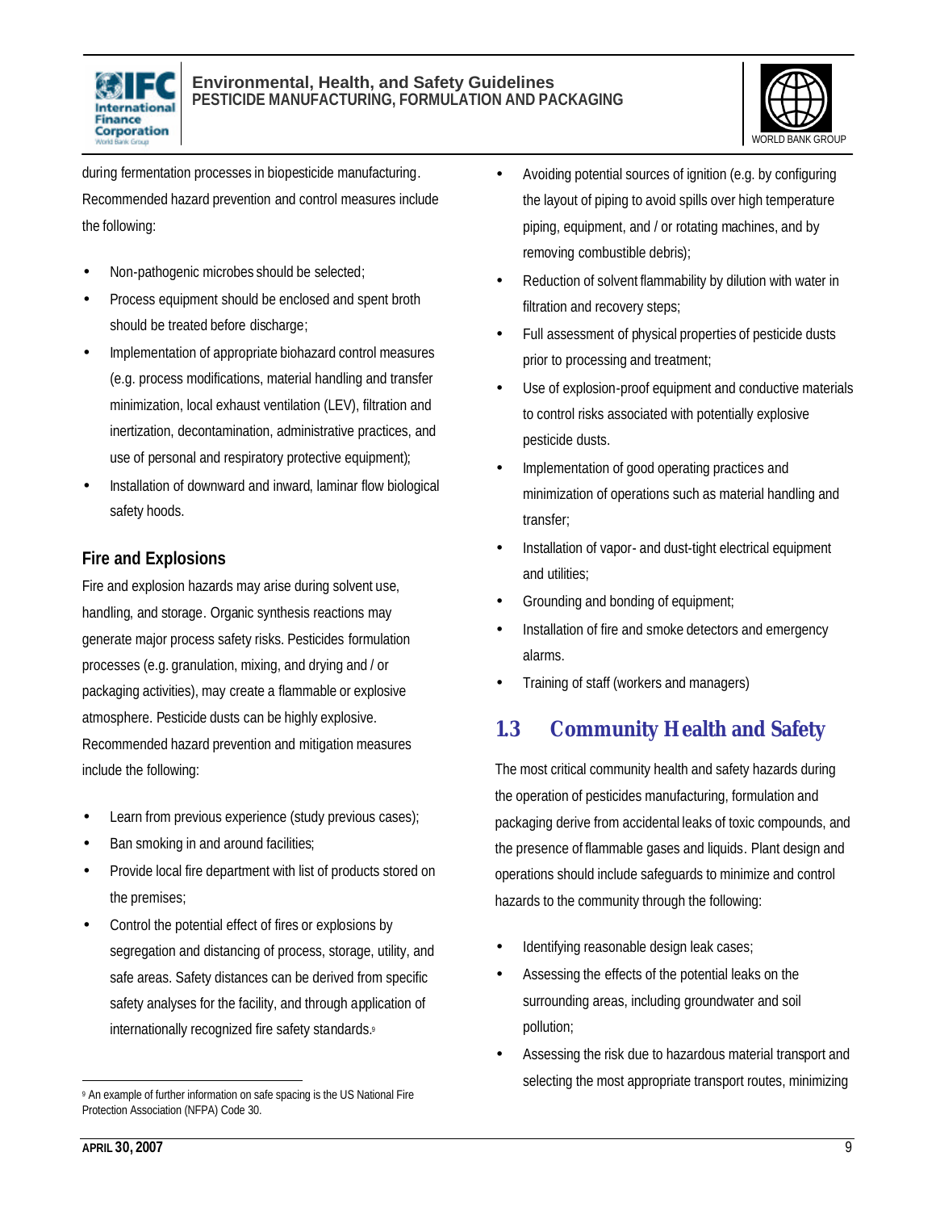during fermentation processes in biopesticide manufacturing. Recommended hazard prevention and control measures include the following:

- Non-pathogenic microbes should be selected;
- Process equipment should be enclosed and spent broth should be treated before discharge;
- Implementation of appropriate biohazard control measures (e.g. process modifications, material handling and transfer minimization, local exhaust ventilation (LEV), filtration and inertization, decontamination, administrative practices, and use of personal and respiratory protective equipment);
- Installation of downward and inward, laminar flow biological safety hoods.

### Fire and Explosions

Fire and explosion hazards may arise during solvent use, handling, and storage. Organic synthesis reactions may generate major process safety risks. Pesticides formulation processes (e.g. granulation, mixing, and drying and / or packaging activities), may create a flammable or explosive atmosphere. Pesticide dusts can be highly explosive. Recommended hazard prevention and mitigation measures include the following:

- Learn from previous experience (study previous cases);
- Ban smoking in and around facilities;
- Provide local fire department with list of products stored on the premises;
- Control the potential effect of fires or explosions by segregation and distancing of process, storage, utility, and safe areas. Safety distances can be derived from specific safety analyses for the facility, and through application of internationally recognized fire safety standards.[9]
- Avoiding potential sources of ignition (e.g. by configuring the layout of piping to avoid spills over high temperature piping, equipment, and / or rotating machines, and by removing combustible debris);
- Reduction of solvent flammability by dilution with water in filtration and recovery steps;
- Full assessment of physical properties of pesticide dusts prior to processing and treatment;
- Use of explosion-proof equipment and conductive materials to control risks associated with potentially explosive pesticide dusts.
- Implementation of good operating practices and minimization of operations such as material handling and transfer;
- Installation of vapor- and dust-tight electrical equipment and utilities;
- Grounding and bonding of equipment;
- Installation of fire and smoke detectors and emergency alarms.
- Training of staff (workers and managers)

## 1.3 Community Health and Safety

The most critical community health and safety hazards during the operation of pesticides manufacturing, formulation and packaging derive from accidental leaks of toxic compounds, and the presence of flammable gases and liquids. Plant design and operations should include safeguards to minimize and control hazards to the community through the following:

- Identifying reasonable design leak cases;
- Assessing the effects of the potential leaks on the surrounding areas, including groundwater and soil pollution;
- Assessing the risk due to hazardous material transport and selecting the most appropriate transport routes, minimizing

[9] An example of further information on safe spacing is the US National Fire Protection Association (NFPA) Code 30.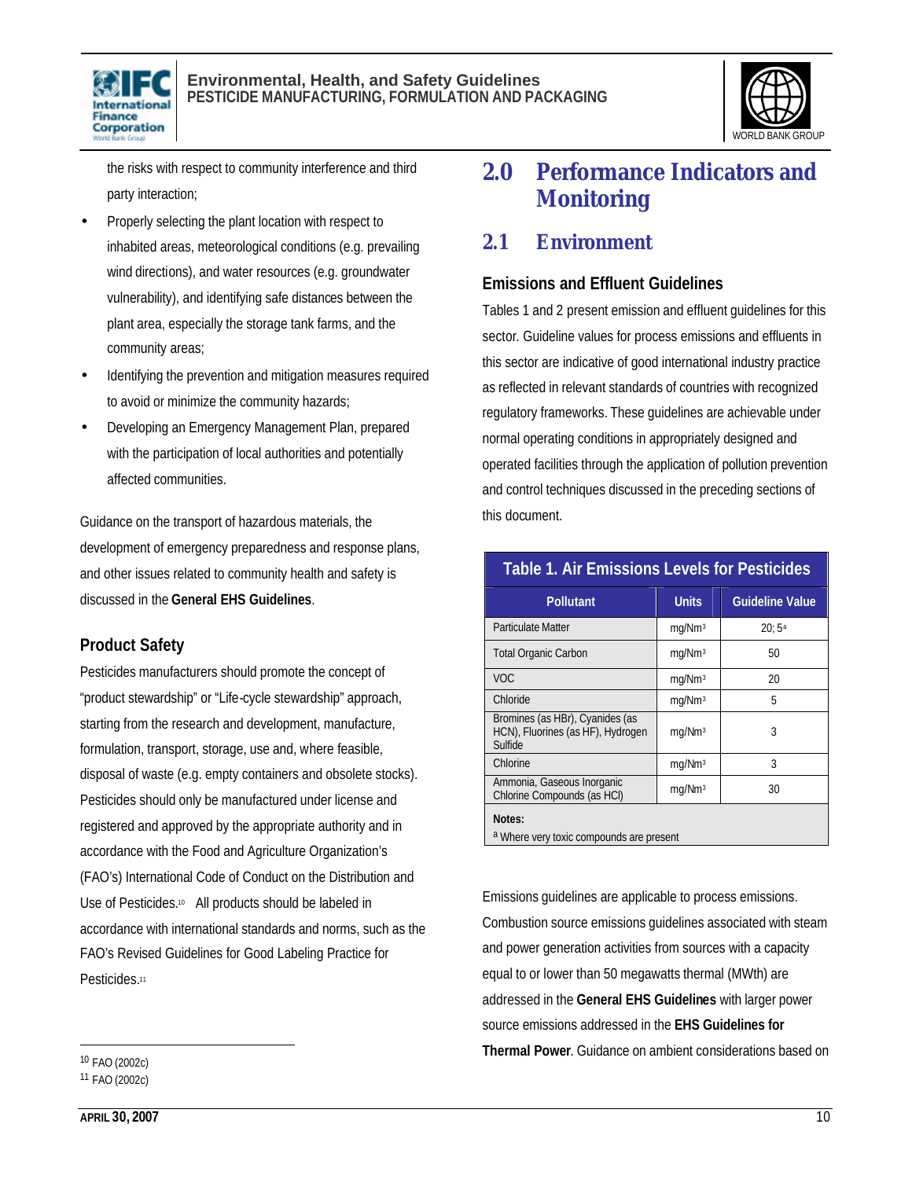the risks with respect to community interference and third party interaction;

- Properly selecting the plant location with respect to inhabited areas, meteorological conditions (e.g. prevailing wind directions), and water resources (e.g. groundwater vulnerability), and identifying safe distances between the plant area, especially the storage tank farms, and the community areas;
- Identifying the prevention and mitigation measures required to avoid or minimize the community hazards;
- Developing an Emergency Management Plan, prepared with the participation of local authorities and potentially affected communities.

Guidance on the transport of hazardous materials, the development of emergency preparedness and response plans, and other issues related to community health and safety is discussed in the **General EHS Guidelines**.

### Product Safety

Pesticides manufacturers should promote the concept of "product stewardship" or "Life-cycle stewardship" approach, starting from the research and development, manufacture, formulation, transport, storage, use and, where feasible, disposal of waste (e.g. empty containers and obsolete stocks). Pesticides should only be manufactured under license and registered and approved by the appropriate authority and in accordance with the Food and Agriculture Organization's (FAO's) International Code of Conduct on the Distribution and Use of Pesticides.[10] All products should be labeled in accordance with international standards and norms, such as the FAO's Revised Guidelines for Good Labeling Practice for Pesticides.[11]

[10] FAO (2002c)
[11] FAO (2002c)

# 2.0 Performance Indicators and Monitoring

## 2.1 Environment

### Emissions and Effluent Guidelines

Tables 1 and 2 present emission and effluent guidelines for this sector. Guideline values for process emissions and effluents in this sector are indicative of good international industry practice as reflected in relevant standards of countries with recognized regulatory frameworks. These guidelines are achievable under normal operating conditions in appropriately designed and operated facilities through the application of pollution prevention and control techniques discussed in the preceding sections of this document.

**Table 1. Air Emissions Levels for Pesticides**

| Pollutant | Units | Guideline Value |
|---|---|---|
| Particulate Matter | mg/Nm$^3$ | 20; 5[a] |
| Total Organic Carbon | mg/Nm$^3$ | 50 |
| VOC | mg/Nm$^3$ | 20 |
| Chloride | mg/Nm$^3$ | 5 |
| Bromines (as HBr), Cyanides (as HCN), Fluorines (as HF), Hydrogen Sulfide | mg/Nm$^3$ | 3 |
| Chlorine | mg/Nm$^3$ | 3 |
| Ammonia, Gaseous Inorganic Chlorine Compounds (as HCl) | mg/Nm$^3$ | 30 |

**Notes:**
[a] Where very toxic compounds are present

Emissions guidelines are applicable to process emissions. Combustion source emissions guidelines associated with steam and power generation activities from sources with a capacity equal to or lower than 50 megawatts thermal (MWth) are addressed in the **General EHS Guidelines** with larger power source emissions addressed in the **EHS Guidelines for Thermal Power**. Guidance on ambient considerations based on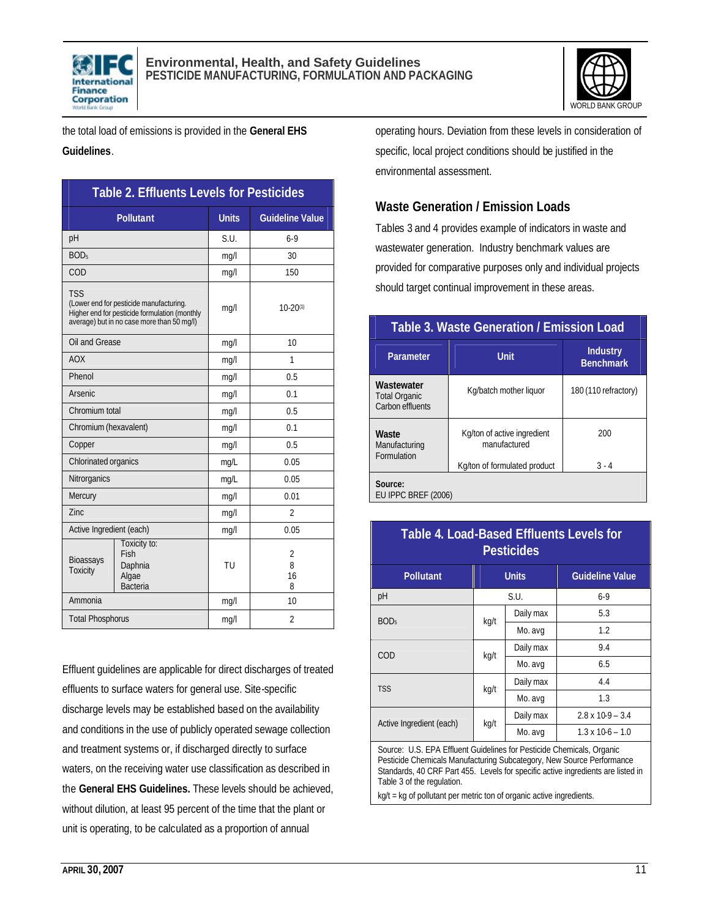the total load of emissions is provided in the **General EHS Guidelines**.

**Table 2. Effluents Levels for Pesticides**

| Pollutant | | Units | Guideline Value |
|---|---|---|---|
| pH | | S.U. | 6-9 |
| $BOD_5$ | | mg/l | 30 |
| COD | | mg/l | 150 |
| TSS (Lower end for pesticide manufacturing. Higher end for pesticide formulation (monthly average) but in no case more than 50 mg/l) | | mg/l | 10-20[1] |
| Oil and Grease | | mg/l | 10 |
| AOX | | mg/l | 1 |
| Phenol | | mg/l | 0.5 |
| Arsenic | | mg/l | 0.1 |
| Chromium total | | mg/l | 0.5 |
| Chromium (hexavalent) | | mg/l | 0.1 |
| Copper | | mg/l | 0.5 |
| Chlorinated organics | | mg/L | 0.05 |
| Nitrorganics | | mg/L | 0.05 |
| Mercury | | mg/l | 0.01 |
| Zinc | | mg/l | 2 |
| Active Ingredient (each) | | mg/l | 0.05 |
| Bioassays Toxicity | Toxicity to: | TU | |
| | Fish | | 2 |
| | Daphnia | | 8 |
| | Algae | | 16 |
| | Bacteria | | 8 |
| Ammonia | | mg/l | 10 |
| Total Phosphorus | | mg/l | 2 |

Effluent guidelines are applicable for direct discharges of treated effluents to surface waters for general use. Site-specific discharge levels may be established based on the availability and conditions in the use of publicly operated sewage collection and treatment systems or, if discharged directly to surface waters, on the receiving water use classification as described in the **General EHS Guidelines.** These levels should be achieved, without dilution, at least 95 percent of the time that the plant or unit is operating, to be calculated as a proportion of annual operating hours. Deviation from these levels in consideration of specific, local project conditions should be justified in the environmental assessment.

### Waste Generation / Emission Loads

Tables 3 and 4 provides example of indicators in waste and wastewater generation. Industry benchmark values are provided for comparative purposes only and individual projects should target continual improvement in these areas.

**Table 3. Waste Generation / Emission Load**

| Parameter | Unit | Industry Benchmark |
|---|---|---|
| **Wastewater** Total Organic Carbon effluents | Kg/batch mother liquor | 180 (110 refractory) |
| **Waste** Manufacturing | Kg/ton of active ingredient manufactured | 200 |
| Formulation | Kg/ton of formulated product | 3 - 4 |

**Source:** EU IPPC BREF (2006)

**Table 4. Load-Based Effluents Levels for Pesticides**

| Pollutant | Units | | Guideline Value |
|---|---|---|---|
| pH | S.U. | | 6-9 |
| $BOD_5$ | kg/t | Daily max | 5.3 |
| | | Mo. avg | 1.2 |
| COD | kg/t | Daily max | 9.4 |
| | | Mo. avg | 6.5 |
| TSS | kg/t | Daily max | 4.4 |
| | | Mo. avg | 1.3 |
| Active Ingredient (each) | kg/t | Daily max | 2.8 x 10-9 – 3.4 |
| | | Mo. avg | 1.3 x 10-6 – 1.0 |

Source: U.S. EPA Effluent Guidelines for Pesticide Chemicals, Organic Pesticide Chemicals Manufacturing Subcategory, New Source Performance Standards, 40 CFR Part 455. Levels for specific active ingredients are listed in Table 3 of the regulation.

kg/t = kg of pollutant per metric ton of organic active ingredients.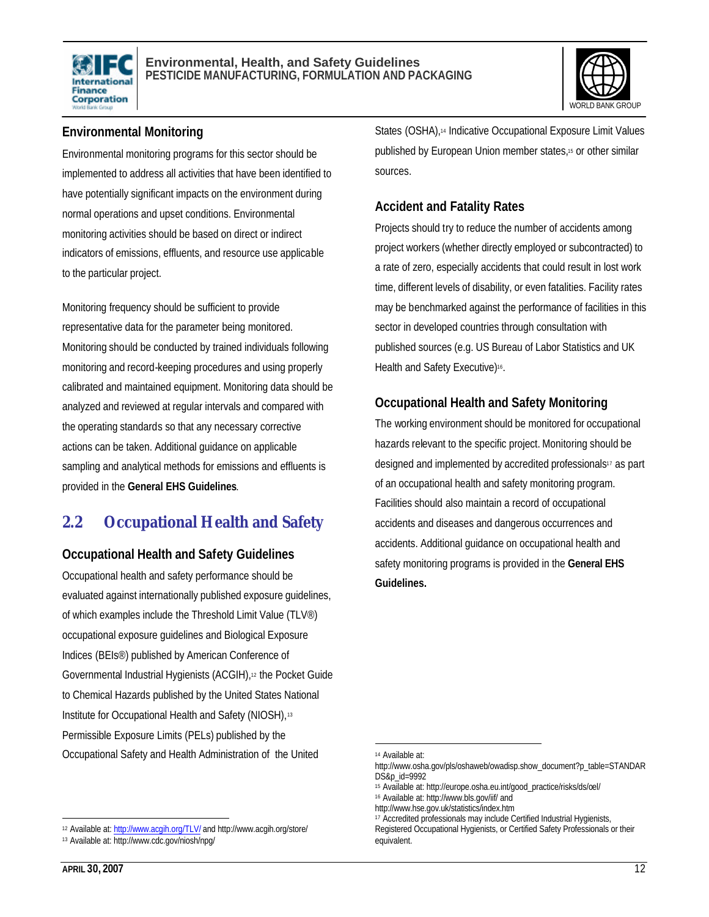### Environmental Monitoring

Environmental monitoring programs for this sector should be implemented to address all activities that have been identified to have potentially significant impacts on the environment during normal operations and upset conditions. Environmental monitoring activities should be based on direct or indirect indicators of emissions, effluents, and resource use applicable to the particular project.

Monitoring frequency should be sufficient to provide representative data for the parameter being monitored. Monitoring should be conducted by trained individuals following monitoring and record-keeping procedures and using properly calibrated and maintained equipment. Monitoring data should be analyzed and reviewed at regular intervals and compared with the operating standards so that any necessary corrective actions can be taken. Additional guidance on applicable sampling and analytical methods for emissions and effluents is provided in the **General EHS Guidelines**.

## 2.2 Occupational Health and Safety

### Occupational Health and Safety Guidelines

Occupational health and safety performance should be evaluated against internationally published exposure guidelines, of which examples include the Threshold Limit Value (TLV®) occupational exposure guidelines and Biological Exposure Indices (BEIs®) published by American Conference of Governmental Industrial Hygienists (ACGIH),[12] the Pocket Guide to Chemical Hazards published by the United States National Institute for Occupational Health and Safety (NIOSH),[13] Permissible Exposure Limits (PELs) published by the Occupational Safety and Health Administration of the United States (OSHA),[14] Indicative Occupational Exposure Limit Values published by European Union member states,[15] or other similar sources.

### Accident and Fatality Rates

Projects should try to reduce the number of accidents among project workers (whether directly employed or subcontracted) to a rate of zero, especially accidents that could result in lost work time, different levels of disability, or even fatalities. Facility rates may be benchmarked against the performance of facilities in this sector in developed countries through consultation with published sources (e.g. US Bureau of Labor Statistics and UK Health and Safety Executive)[16].

### Occupational Health and Safety Monitoring

The working environment should be monitored for occupational hazards relevant to the specific project. Monitoring should be designed and implemented by accredited professionals[17] as part of an occupational health and safety monitoring program. Facilities should also maintain a record of occupational accidents and diseases and dangerous occurrences and accidents. Additional guidance on occupational health and safety monitoring programs is provided in the **General EHS Guidelines.**

---

[12] Available at: http://www.acgih.org/TLV/ and http://www.acgih.org/store/

[13] Available at: http://www.cdc.gov/niosh/npg/

[14] Available at: http://www.osha.gov/pls/oshaweb/owadisp.show_document?p_table=STANDARDS&p_id=9992

[15] Available at: http://europe.osha.eu.int/good_practice/risks/ds/oel/

[16] Available at: http://www.bls.gov/iif/ and http://www.hse.gov.uk/statistics/index.htm

[17] Accredited professionals may include Certified Industrial Hygienists, Registered Occupational Hygienists, or Certified Safety Professionals or their equivalent.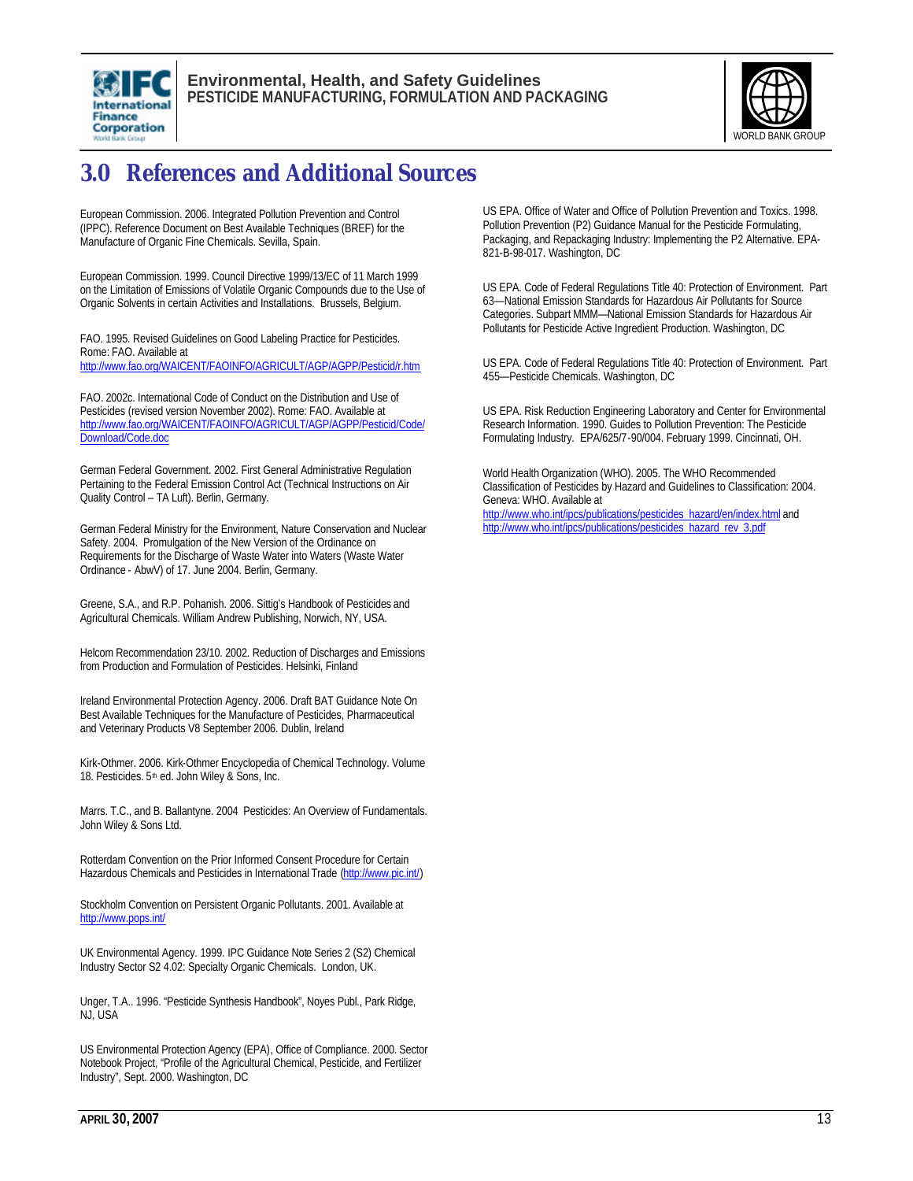# 3.0 References and Additional Sources

European Commission. 2006. Integrated Pollution Prevention and Control (IPPC). Reference Document on Best Available Techniques (BREF) for the Manufacture of Organic Fine Chemicals. Sevilla, Spain.

European Commission. 1999. Council Directive 1999/13/EC of 11 March 1999 on the Limitation of Emissions of Volatile Organic Compounds due to the Use of Organic Solvents in certain Activities and Installations. Brussels, Belgium.

FAO. 1995. Revised Guidelines on Good Labeling Practice for Pesticides. Rome: FAO. Available at http://www.fao.org/WAICENT/FAOINFO/AGRICULT/AGP/AGPP/Pesticid/r.htm

FAO. 2002c. International Code of Conduct on the Distribution and Use of Pesticides (revised version November 2002). Rome: FAO. Available at http://www.fao.org/WAICENT/FAOINFO/AGRICULT/AGP/AGPP/Pesticid/Code/Download/Code.doc

German Federal Government. 2002. First General Administrative Regulation Pertaining to the Federal Emission Control Act (Technical Instructions on Air Quality Control – TA Luft). Berlin, Germany.

German Federal Ministry for the Environment, Nature Conservation and Nuclear Safety. 2004. Promulgation of the New Version of the Ordinance on Requirements for the Discharge of Waste Water into Waters (Waste Water Ordinance - AbwV) of 17. June 2004. Berlin, Germany.

Greene, S.A., and R.P. Pohanish. 2006. Sittig's Handbook of Pesticides and Agricultural Chemicals. William Andrew Publishing, Norwich, NY, USA.

Helcom Recommendation 23/10. 2002. Reduction of Discharges and Emissions from Production and Formulation of Pesticides. Helsinki, Finland

Ireland Environmental Protection Agency. 2006. Draft BAT Guidance Note On Best Available Techniques for the Manufacture of Pesticides, Pharmaceutical and Veterinary Products V8 September 2006. Dublin, Ireland

Kirk-Othmer. 2006. Kirk-Othmer Encyclopedia of Chemical Technology. Volume 18. Pesticides. 5th ed. John Wiley & Sons, Inc.

Marrs. T.C., and B. Ballantyne. 2004 Pesticides: An Overview of Fundamentals. John Wiley & Sons Ltd.

Rotterdam Convention on the Prior Informed Consent Procedure for Certain Hazardous Chemicals and Pesticides in International Trade (http://www.pic.int/)

Stockholm Convention on Persistent Organic Pollutants. 2001. Available at http://www.pops.int/

UK Environmental Agency. 1999. IPC Guidance Note Series 2 (S2) Chemical Industry Sector S2 4.02: Specialty Organic Chemicals. London, UK.

Unger, T.A.. 1996. "Pesticide Synthesis Handbook", Noyes Publ., Park Ridge, NJ, USA

US Environmental Protection Agency (EPA), Office of Compliance. 2000. Sector Notebook Project, "Profile of the Agricultural Chemical, Pesticide, and Fertilizer Industry", Sept. 2000. Washington, DC

US EPA. Office of Water and Office of Pollution Prevention and Toxics. 1998. Pollution Prevention (P2) Guidance Manual for the Pesticide Formulating, Packaging, and Repackaging Industry: Implementing the P2 Alternative. EPA-821-B-98-017. Washington, DC

US EPA. Code of Federal Regulations Title 40: Protection of Environment. Part 63—National Emission Standards for Hazardous Air Pollutants for Source Categories. Subpart MMM—National Emission Standards for Hazardous Air Pollutants for Pesticide Active Ingredient Production. Washington, DC

US EPA. Code of Federal Regulations Title 40: Protection of Environment. Part 455—Pesticide Chemicals. Washington, DC

US EPA. Risk Reduction Engineering Laboratory and Center for Environmental Research Information. 1990. Guides to Pollution Prevention: The Pesticide Formulating Industry. EPA/625/7-90/004. February 1999. Cincinnati, OH.

World Health Organization (WHO). 2005. The WHO Recommended Classification of Pesticides by Hazard and Guidelines to Classification: 2004. Geneva: WHO. Available at http://www.who.int/ipcs/publications/pesticides_hazard/en/index.html and http://www.who.int/ipcs/publications/pesticides_hazard_rev_3.pdf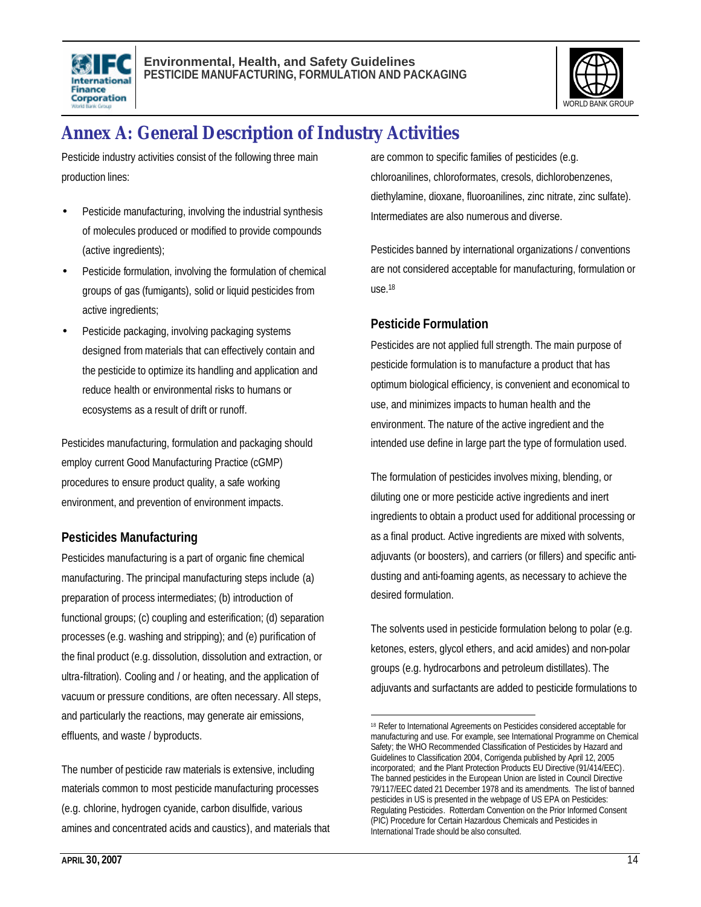# Annex A: General Description of Industry Activities

Pesticide industry activities consist of the following three main production lines:

- Pesticide manufacturing, involving the industrial synthesis of molecules produced or modified to provide compounds (active ingredients);
- Pesticide formulation, involving the formulation of chemical groups of gas (fumigants), solid or liquid pesticides from active ingredients;
- Pesticide packaging, involving packaging systems designed from materials that can effectively contain and the pesticide to optimize its handling and application and reduce health or environmental risks to humans or ecosystems as a result of drift or runoff.

Pesticides manufacturing, formulation and packaging should employ current Good Manufacturing Practice (cGMP) procedures to ensure product quality, a safe working environment, and prevention of environment impacts.

## Pesticides Manufacturing

Pesticides manufacturing is a part of organic fine chemical manufacturing. The principal manufacturing steps include (a) preparation of process intermediates; (b) introduction of functional groups; (c) coupling and esterification; (d) separation processes (e.g. washing and stripping); and (e) purification of the final product (e.g. dissolution, dissolution and extraction, or ultra-filtration). Cooling and / or heating, and the application of vacuum or pressure conditions, are often necessary. All steps, and particularly the reactions, may generate air emissions, effluents, and waste / byproducts.

The number of pesticide raw materials is extensive, including materials common to most pesticide manufacturing processes (e.g. chlorine, hydrogen cyanide, carbon disulfide, various amines and concentrated acids and caustics), and materials that are common to specific families of pesticides (e.g. chloroanilines, chloroformates, cresols, dichlorobenzenes, diethylamine, dioxane, fluoroanilines, zinc nitrate, zinc sulfate). Intermediates are also numerous and diverse.

Pesticides banned by international organizations / conventions are not considered acceptable for manufacturing, formulation or use.[18]

## Pesticide Formulation

Pesticides are not applied full strength. The main purpose of pesticide formulation is to manufacture a product that has optimum biological efficiency, is convenient and economical to use, and minimizes impacts to human health and the environment. The nature of the active ingredient and the intended use define in large part the type of formulation used.

The formulation of pesticides involves mixing, blending, or diluting one or more pesticide active ingredients and inert ingredients to obtain a product used for additional processing or as a final product. Active ingredients are mixed with solvents, adjuvants (or boosters), and carriers (or fillers) and specific anti-dusting and anti-foaming agents, as necessary to achieve the desired formulation.

The solvents used in pesticide formulation belong to polar (e.g. ketones, esters, glycol ethers, and acid amides) and non-polar groups (e.g. hydrocarbons and petroleum distillates). The adjuvants and surfactants are added to pesticide formulations to

---

[18] Refer to International Agreements on Pesticides considered acceptable for manufacturing and use. For example, see International Programme on Chemical Safety; the WHO Recommended Classification of Pesticides by Hazard and Guidelines to Classification 2004, Corrigenda published by April 12, 2005 incorporated; and the Plant Protection Products EU Directive (91/414/EEC). The banned pesticides in the European Union are listed in Council Directive 79/117/EEC dated 21 December 1978 and its amendments. The list of banned pesticides in US is presented in the webpage of US EPA on Pesticides: Regulating Pesticides. Rotterdam Convention on the Prior Informed Consent (PIC) Procedure for Certain Hazardous Chemicals and Pesticides in International Trade should be also consulted.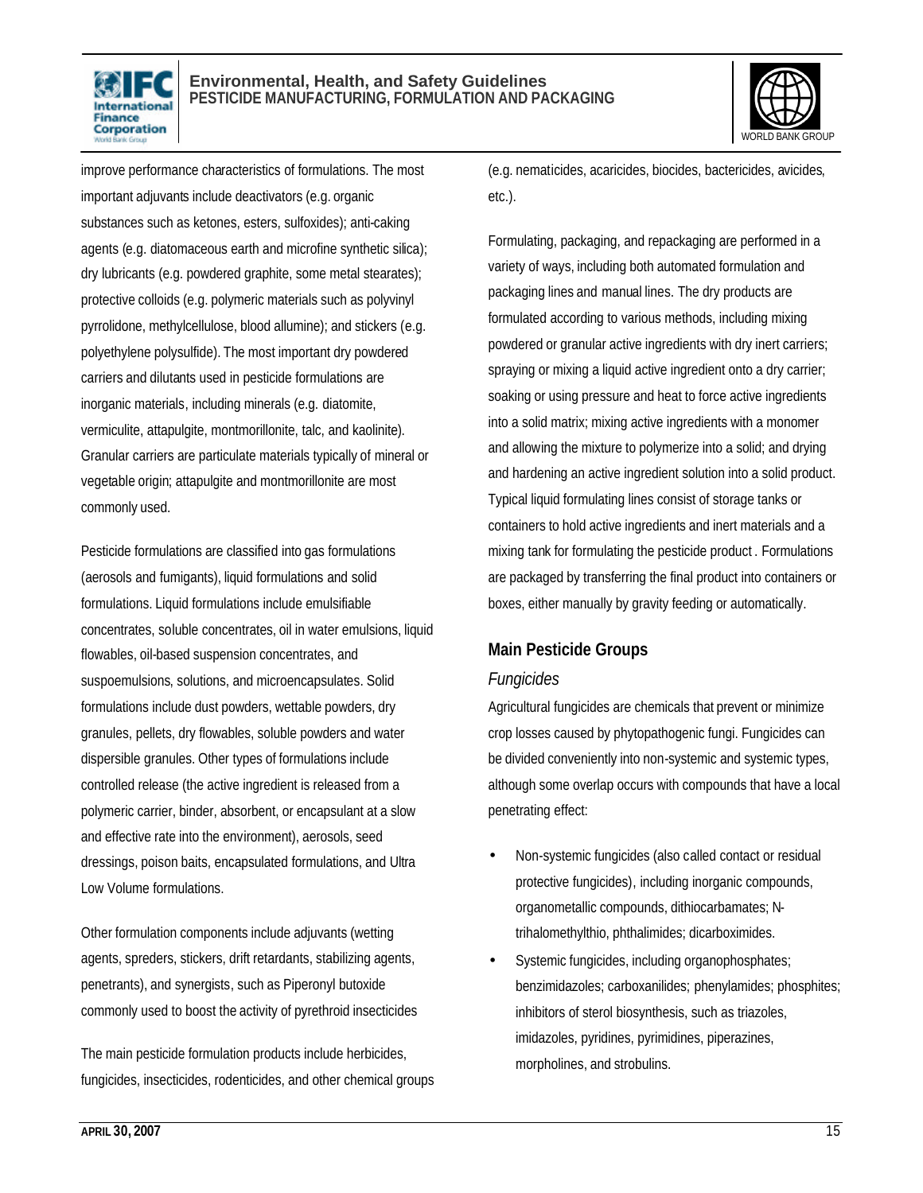improve performance characteristics of formulations. The most important adjuvants include deactivators (e.g. organic substances such as ketones, esters, sulfoxides); anti-caking agents (e.g. diatomaceous earth and microfine synthetic silica); dry lubricants (e.g. powdered graphite, some metal stearates); protective colloids (e.g. polymeric materials such as polyvinyl pyrrolidone, methylcellulose, blood allumine); and stickers (e.g. polyethylene polysulfide). The most important dry powdered carriers and dilutants used in pesticide formulations are inorganic materials, including minerals (e.g. diatomite, vermiculite, attapulgite, montmorillonite, talc, and kaolinite). Granular carriers are particulate materials typically of mineral or vegetable origin; attapulgite and montmorillonite are most commonly used.

Pesticide formulations are classified into gas formulations (aerosols and fumigants), liquid formulations and solid formulations. Liquid formulations include emulsifiable concentrates, soluble concentrates, oil in water emulsions, liquid flowables, oil-based suspension concentrates, and suspoemulsions, solutions, and microencapsulates. Solid formulations include dust powders, wettable powders, dry granules, pellets, dry flowables, soluble powders and water dispersible granules. Other types of formulations include controlled release (the active ingredient is released from a polymeric carrier, binder, absorbent, or encapsulant at a slow and effective rate into the environment), aerosols, seed dressings, poison baits, encapsulated formulations, and Ultra Low Volume formulations.

Other formulation components include adjuvants (wetting agents, spreders, stickers, drift retardants, stabilizing agents, penetrants), and synergists, such as Piperonyl butoxide commonly used to boost the activity of pyrethroid insecticides

The main pesticide formulation products include herbicides, fungicides, insecticides, rodenticides, and other chemical groups (e.g. nematicides, acaricides, biocides, bactericides, avicides, etc.).

Formulating, packaging, and repackaging are performed in a variety of ways, including both automated formulation and packaging lines and manual lines. The dry products are formulated according to various methods, including mixing powdered or granular active ingredients with dry inert carriers; spraying or mixing a liquid active ingredient onto a dry carrier; soaking or using pressure and heat to force active ingredients into a solid matrix; mixing active ingredients with a monomer and allowing the mixture to polymerize into a solid; and drying and hardening an active ingredient solution into a solid product. Typical liquid formulating lines consist of storage tanks or containers to hold active ingredients and inert materials and a mixing tank for formulating the pesticide product . Formulations are packaged by transferring the final product into containers or boxes, either manually by gravity feeding or automatically.

## Main Pesticide Groups

### *Fungicides*

Agricultural fungicides are chemicals that prevent or minimize crop losses caused by phytopathogenic fungi. Fungicides can be divided conveniently into non-systemic and systemic types, although some overlap occurs with compounds that have a local penetrating effect:

- Non-systemic fungicides (also called contact or residual protective fungicides), including inorganic compounds, organometallic compounds, dithiocarbamates; N-trihalomethylthio, phthalimides; dicarboximides.
- Systemic fungicides, including organophosphates; benzimidazoles; carboxanilides; phenylamides; phosphites; inhibitors of sterol biosynthesis, such as triazoles, imidazoles, pyridines, pyrimidines, piperazines, morpholines, and strobulins.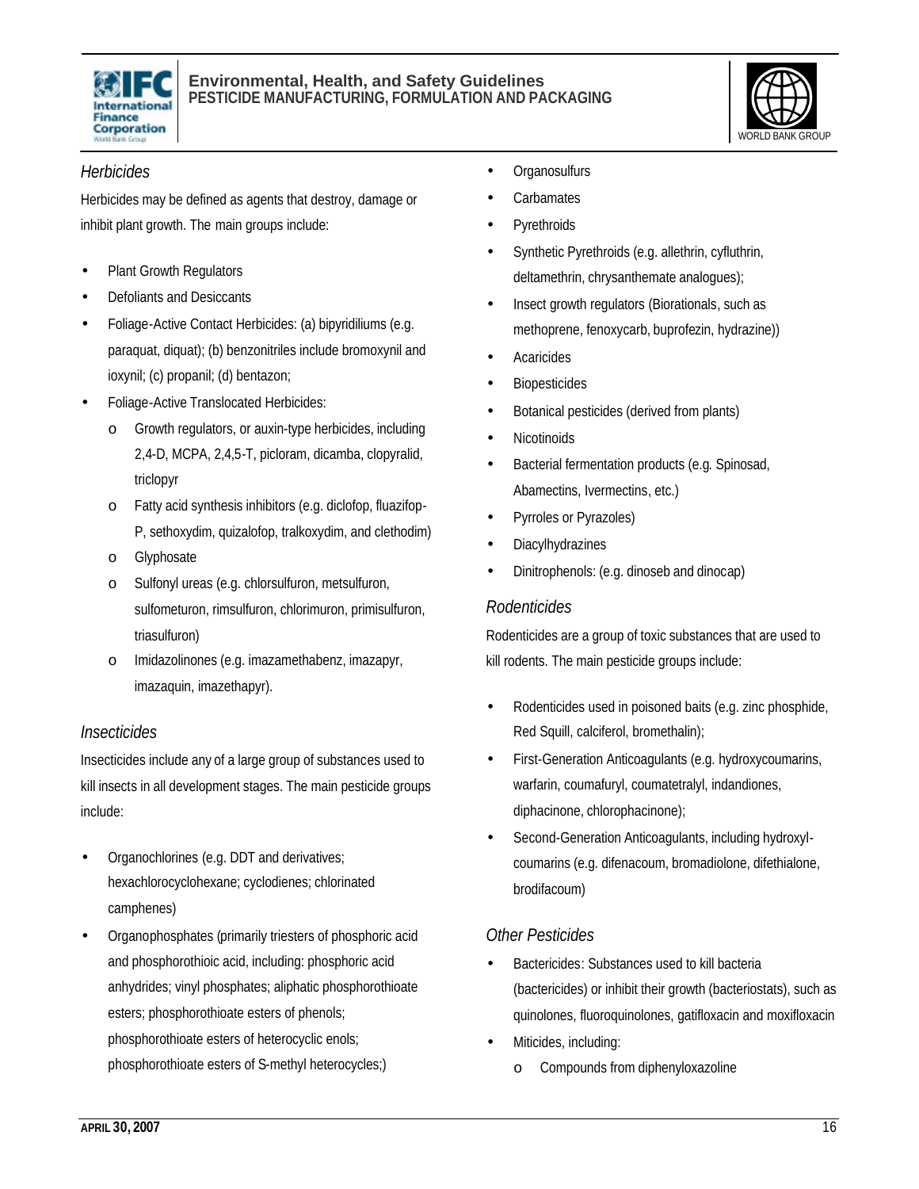*Herbicides*

Herbicides may be defined as agents that destroy, damage or inhibit plant growth. The main groups include:

- Plant Growth Regulators
- Defoliants and Desiccants
- Foliage-Active Contact Herbicides: (a) bipyridiliums (e.g. paraquat, diquat); (b) benzonitriles include bromoxynil and ioxynil; (c) propanil; (d) bentazon;
- Foliage-Active Translocated Herbicides:
  - Growth regulators, or auxin-type herbicides, including 2,4-D, MCPA, 2,4,5-T, picloram, dicamba, clopyralid, triclopyr
  - Fatty acid synthesis inhibitors (e.g. diclofop, fluazifop-P, sethoxydim, quizalofop, tralkoxydim, and clethodim)
  - Glyphosate
  - Sulfonyl ureas (e.g. chlorsulfuron, metsulfuron, sulfometuron, rimsulfuron, chlorimuron, primisulfuron, triasulfuron)
  - Imidazolinones (e.g. imazamethabenz, imazapyr, imazaquin, imazethapyr).

*Insecticides*

Insecticides include any of a large group of substances used to kill insects in all development stages. The main pesticide groups include:

- Organochlorines (e.g. DDT and derivatives; hexachlorocyclohexane; cyclodienes; chlorinated camphenes)
- Organophosphates (primarily triesters of phosphoric acid and phosphorothioic acid, including: phosphoric acid anhydrides; vinyl phosphates; aliphatic phosphorothioate esters; phosphorothioate esters of phenols; phosphorothioate esters of heterocyclic enols; phosphorothioate esters of S-methyl heterocycles;)
- Organosulfurs
- Carbamates
- Pyrethroids
- Synthetic Pyrethroids (e.g. allethrin, cyfluthrin, deltamethrin, chrysanthemate analogues);
- Insect growth regulators (Biorationals, such as methoprene, fenoxycarb, buprofezin, hydrazine))
- Acaricides
- Biopesticides
- Botanical pesticides (derived from plants)
- Nicotinoids
- Bacterial fermentation products (e.g. Spinosad, Abamectins, Ivermectins, etc.)
- Pyrroles or Pyrazoles)
- Diacylhydrazines
- Dinitrophenols: (e.g. dinoseb and dinocap)

*Rodenticides*

Rodenticides are a group of toxic substances that are used to kill rodents. The main pesticide groups include:

- Rodenticides used in poisoned baits (e.g. zinc phosphide, Red Squill, calciferol, bromethalin);
- First-Generation Anticoagulants (e.g. hydroxycoumarins, warfarin, coumafuryl, coumatetralyl, indandiones, diphacinone, chlorophacinone);
- Second-Generation Anticoagulants, including hydroxyl-coumarins (e.g. difenacoum, bromadiolone, difethialone, brodifacoum)

*Other Pesticides*

- Bactericides: Substances used to kill bacteria (bactericides) or inhibit their growth (bacteriostats), such as quinolones, fluoroquinolones, gatifloxacin and moxifloxacin
- Miticides, including:
  - Compounds from diphenyloxazoline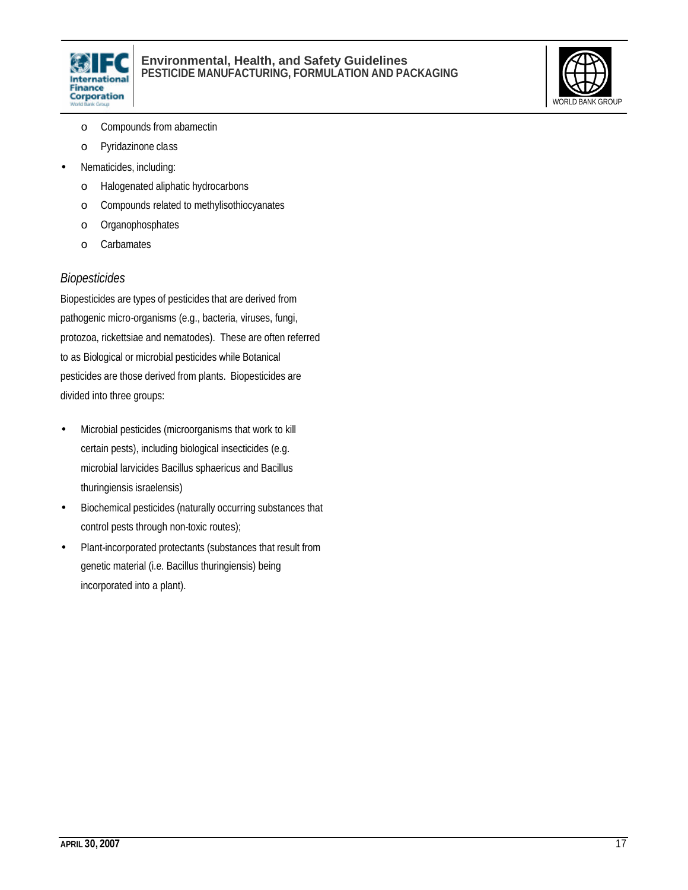- Compounds from abamectin
  - Pyridazinone class
- Nematicides, including:
  - Halogenated aliphatic hydrocarbons
  - Compounds related to methylisothiocyanates
  - Organophosphates
  - Carbamates

### *Biopesticides*

Biopesticides are types of pesticides that are derived from pathogenic micro-organisms (e.g., bacteria, viruses, fungi, protozoa, rickettsiae and nematodes). These are often referred to as Biological or microbial pesticides while Botanical pesticides are those derived from plants. Biopesticides are divided into three groups:

- Microbial pesticides (microorganisms that work to kill certain pests), including biological insecticides (e.g. microbial larvicides Bacillus sphaericus and Bacillus thuringiensis israelensis)
- Biochemical pesticides (naturally occurring substances that control pests through non-toxic routes);
- Plant-incorporated protectants (substances that result from genetic material (i.e. Bacillus thuringiensis) being incorporated into a plant).